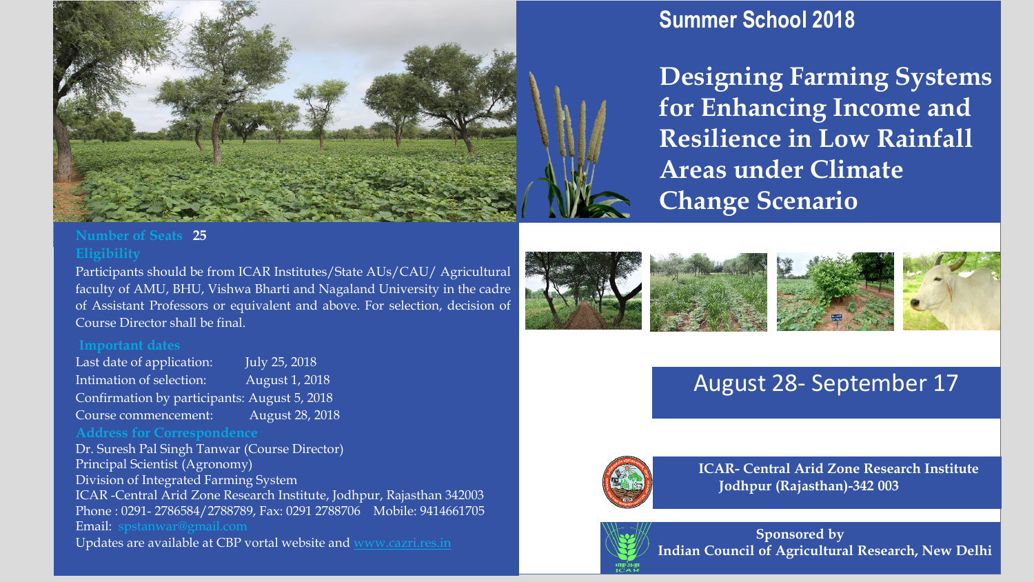# Summer School 2018

## Designing Farming Systems for Enhancing Income and Resilience in Low Rainfall Areas under Climate Change Scenario

**Number of Seats** 25

**Eligibility**

Participants should be from ICAR Institutes/State AUs/CAU/ Agricultural faculty of AMU, BHU, Vishwa Bharti and Nagaland University in the cadre of Assistant Professors or equivalent and above. For selection, decision of Course Director shall be final.

**Important dates**

Last date of application: July 25, 2018
Intimation of selection: August 1, 2018
Confirmation by participants: August 5, 2018
Course commencement: August 28, 2018

**Address for Correspondence**

Dr. Suresh Pal Singh Tanwar (Course Director)
Principal Scientist (Agronomy)
Division of Integrated Farming System
ICAR -Central Arid Zone Research Institute, Jodhpur, Rajasthan 342003
Phone : 0291- 2786584/2788789, Fax: 0291 2788706 Mobile: 9414661705
Email: spstanwar@gmail.com
Updates are available at CBP vortal website and www.cazri.res.in

August 28- September 17

**ICAR- Central Arid Zone Research Institute**
**Jodhpur (Rajasthan)-342 003**

**Sponsored by**
**Indian Council of Agricultural Research, New Delhi**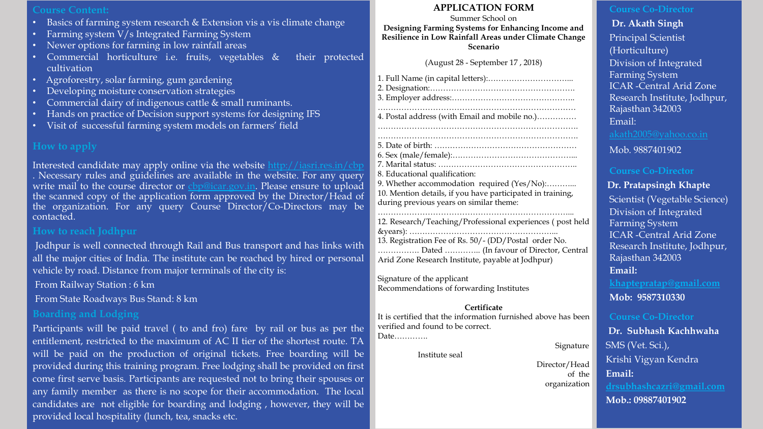## Course Content:

- Basics of farming system research & Extension vis a vis climate change
- Farming system V/s Integrated Farming System
- Newer options for farming in low rainfall areas
- Commercial horticulture i.e. fruits, vegetables & their protected cultivation
- Agroforestry, solar farming, gum gardening
- Developing moisture conservation strategies
- Commercial dairy of indigenous cattle & small ruminants.
- Hands on practice of Decision support systems for designing IFS
- Visit of successful farming system models on farmers' field

## How to apply

Interested candidate may apply online via the website http://iasri.res.in/cbp . Necessary rules and guidelines are available in the website. For any query write mail to the course director or cbp@icar.gov.in. Please ensure to upload the scanned copy of the application form approved by the Director/Head of the organization. For any query Course Director/Co-Directors may be contacted.

## How to reach Jodhpur

Jodhpur is well connected through Rail and Bus transport and has links with all the major cities of India. The institute can be reached by hired or personal vehicle by road. Distance from major terminals of the city is:

From Railway Station : 6 km

From State Roadways Bus Stand: 8 km

## Boarding and Lodging

Participants will be paid travel ( to and fro) fare by rail or bus as per the entitlement, restricted to the maximum of AC II tier of the shortest route. TA will be paid on the production of original tickets. Free boarding will be provided during this training program. Free lodging shall be provided on first come first serve basis. Participants are requested not to bring their spouses or any family member as there is no scope for their accommodation. The local candidates are not eligible for boarding and lodging , however, they will be provided local hospitality (lunch, tea, snacks etc.

## APPLICATION FORM

Summer School on

**Designing Farming Systems for Enhancing Income and Resilience in Low Rainfall Areas under Climate Change Scenario**

(August 28 - September 17 , 2018)

1. Full Name (in capital letters):…………………………...
2. Designation:……………………………………………….
3. Employer address:………………………………………..
………………………………………………………………….
4. Postal address (with Email and mobile no.)……………
………………………………………………………………….
………………………………………………………………….
5. Date of birth: ……………………………………………
6. Sex (male/female):………………………………………...
7. Marital status: ……………………………………………..
8. Educational qualification:
9. Whether accommodation required (Yes/No):………...
10. Mention details, if you have participated in training, during previous years on similar theme:
…………………………………………………………………...
12. Research/Teaching/Professional experiences ( post held &years): ………………………………………………...
13. Registration Fee of Rs. 50/- (DD/Postal order No. ……………. Dated ………….. (In favour of Director, Central Arid Zone Research Institute, payable at Jodhpur)

Signature of the applicant

Recommendations of forwarding Institutes

**Certificate**

It is certified that the information furnished above has been verified and found to be correct.

Date………….

Signature

Institute seal

Director/Head of the organization

## Course Co-Director

**Dr. Akath Singh**

Principal Scientist (Horticulture)

Division of Integrated Farming System

ICAR -Central Arid Zone Research Institute, Jodhpur, Rajasthan 342003

Email: akath2005@yahoo.co.in

Mob. 9887401902

## Course Co-Director

**Dr. Pratapsingh Khapte**

Scientist (Vegetable Science)

Division of Integrated Farming System

ICAR -Central Arid Zone Research Institute, Jodhpur, Rajasthan 342003

**Email:** **khaptepratap@gmail.com**

**Mob: 9587310330**

## Course Co-Director

**Dr. Subhash Kachhwaha**

SMS (Vet. Sci.),

Krishi Vigyan Kendra

**Email:** **drsubhashcazri@gmail.com**

**Mob.: 09887401902**